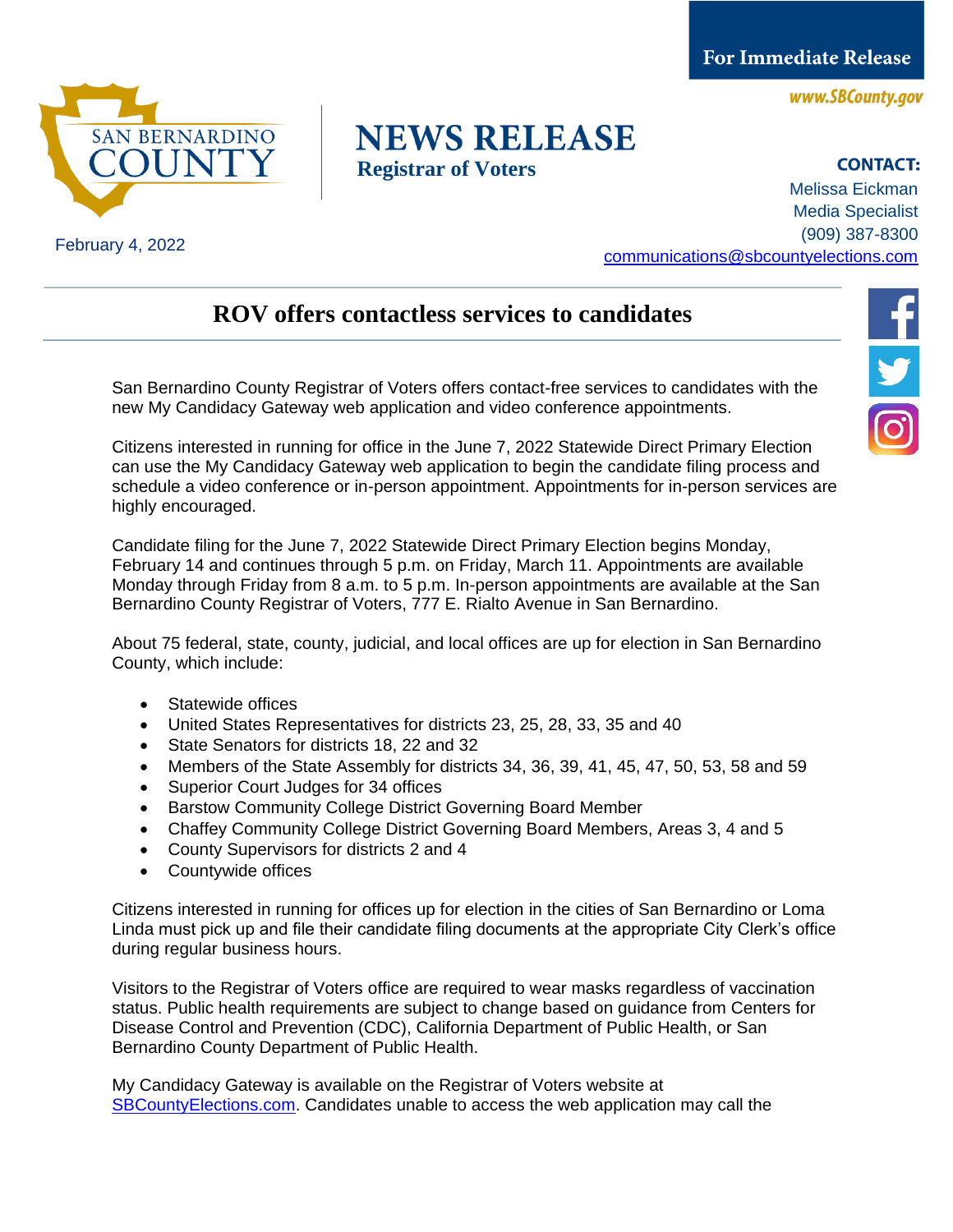**For Immediate Release**

www.SBCounty.gov

SAN BERNARDINO COUNTY

# NEWS RELEASE

**Registrar of Voters**

February 4, 2022

**CONTACT:**
Melissa Eickman
Media Specialist
(909) 387-8300
communications@sbcountyelections.com

## ROV offers contactless services to candidates

San Bernardino County Registrar of Voters offers contact-free services to candidates with the new My Candidacy Gateway web application and video conference appointments.

Citizens interested in running for office in the June 7, 2022 Statewide Direct Primary Election can use the My Candidacy Gateway web application to begin the candidate filing process and schedule a video conference or in-person appointment. Appointments for in-person services are highly encouraged.

Candidate filing for the June 7, 2022 Statewide Direct Primary Election begins Monday, February 14 and continues through 5 p.m. on Friday, March 11. Appointments are available Monday through Friday from 8 a.m. to 5 p.m. In-person appointments are available at the San Bernardino County Registrar of Voters, 777 E. Rialto Avenue in San Bernardino.

About 75 federal, state, county, judicial, and local offices are up for election in San Bernardino County, which include:

- Statewide offices
- United States Representatives for districts 23, 25, 28, 33, 35 and 40
- State Senators for districts 18, 22 and 32
- Members of the State Assembly for districts 34, 36, 39, 41, 45, 47, 50, 53, 58 and 59
- Superior Court Judges for 34 offices
- Barstow Community College District Governing Board Member
- Chaffey Community College District Governing Board Members, Areas 3, 4 and 5
- County Supervisors for districts 2 and 4
- Countywide offices

Citizens interested in running for offices up for election in the cities of San Bernardino or Loma Linda must pick up and file their candidate filing documents at the appropriate City Clerk's office during regular business hours.

Visitors to the Registrar of Voters office are required to wear masks regardless of vaccination status. Public health requirements are subject to change based on guidance from Centers for Disease Control and Prevention (CDC), California Department of Public Health, or San Bernardino County Department of Public Health.

My Candidacy Gateway is available on the Registrar of Voters website at SBCountyElections.com. Candidates unable to access the web application may call the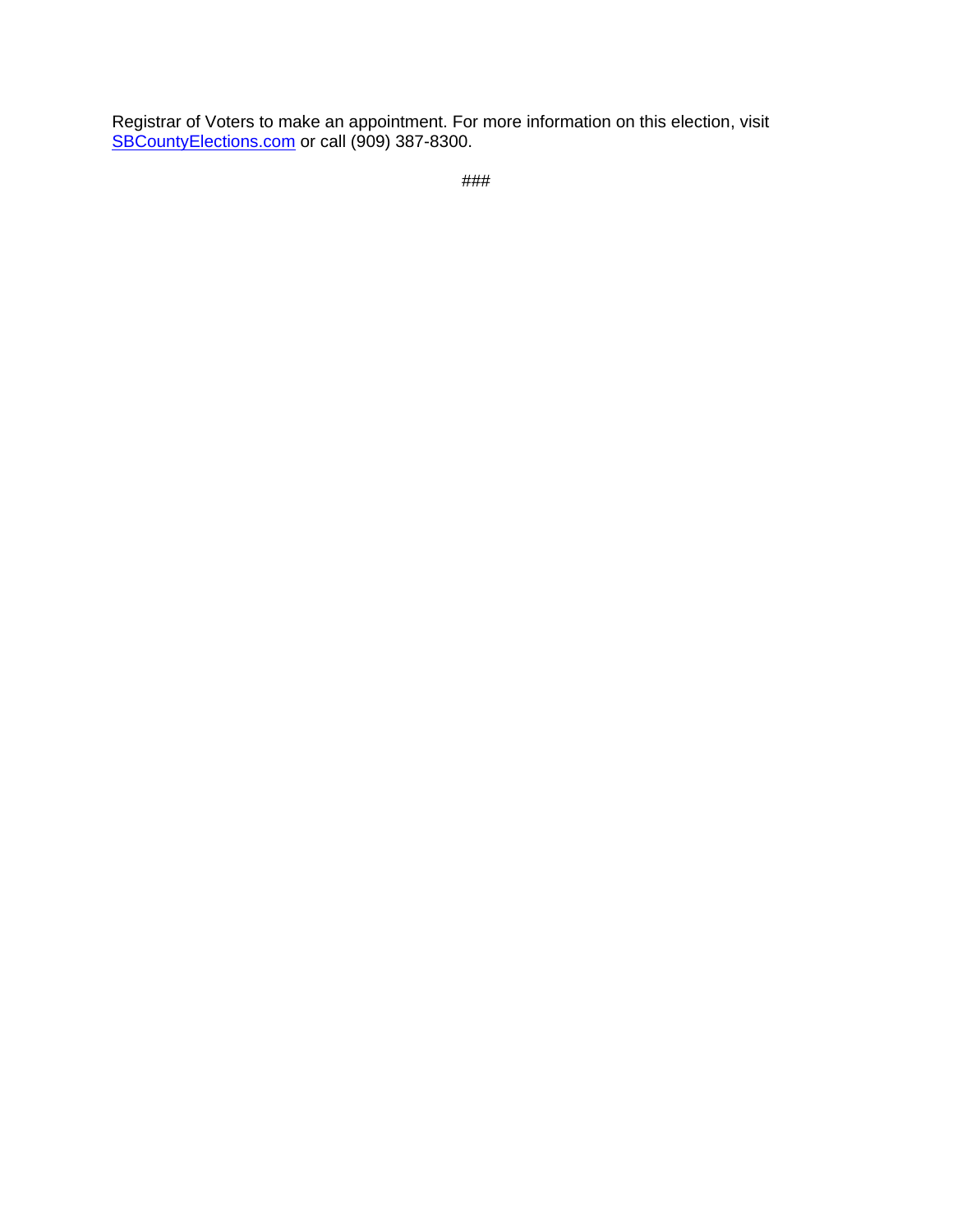Registrar of Voters to make an appointment. For more information on this election, visit [SBCountyElections.com](SBCountyElections.com) or call (909) 387-8300.

###